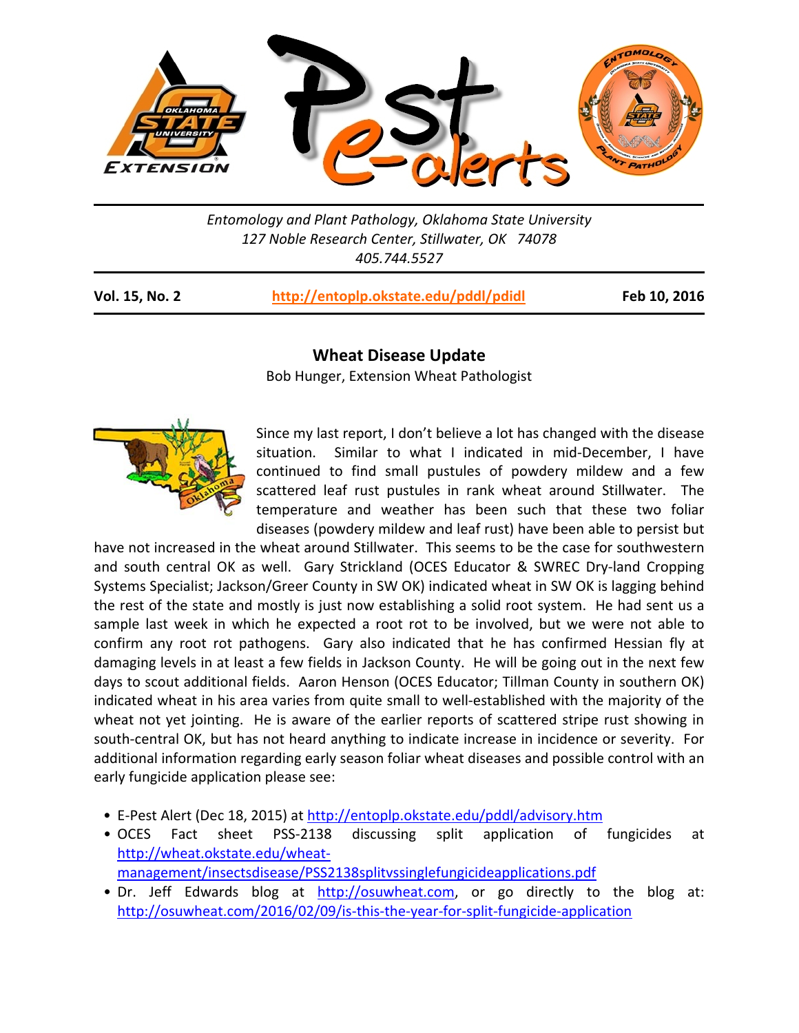Entomology and Plant Pathology, Oklahoma State University
127 Noble Research Center, Stillwater, OK 74078
405.744.5527

**Vol. 15, No. 2** [http://entoplp.okstate.edu/pddl/pdidl](http://entoplp.okstate.edu/pddl/pdidl) **Feb 10, 2016**

## Wheat Disease Update

Bob Hunger, Extension Wheat Pathologist

Since my last report, I don't believe a lot has changed with the disease situation. Similar to what I indicated in mid-December, I have continued to find small pustules of powdery mildew and a few scattered leaf rust pustules in rank wheat around Stillwater. The temperature and weather has been such that these two foliar diseases (powdery mildew and leaf rust) have been able to persist but have not increased in the wheat around Stillwater. This seems to be the case for southwestern and south central OK as well. Gary Strickland (OCES Educator & SWREC Dry-land Cropping Systems Specialist; Jackson/Greer County in SW OK) indicated wheat in SW OK is lagging behind the rest of the state and mostly is just now establishing a solid root system. He had sent us a sample last week in which he expected a root rot to be involved, but we were not able to confirm any root rot pathogens. Gary also indicated that he has confirmed Hessian fly at damaging levels in at least a few fields in Jackson County. He will be going out in the next few days to scout additional fields. Aaron Henson (OCES Educator; Tillman County in southern OK) indicated wheat in his area varies from quite small to well-established with the majority of the wheat not yet jointing. He is aware of the earlier reports of scattered stripe rust showing in south-central OK, but has not heard anything to indicate increase in incidence or severity. For additional information regarding early season foliar wheat diseases and possible control with an early fungicide application please see:

- E-Pest Alert (Dec 18, 2015) at [http://entoplp.okstate.edu/pddl/advisory.htm](http://entoplp.okstate.edu/pddl/advisory.htm)
- OCES Fact sheet PSS-2138 discussing split application of fungicides at [http://wheat.okstate.edu/wheat-management/insectsdisease/PSS2138splitvssinglefungicideapplications.pdf](http://wheat.okstate.edu/wheat-management/insectsdisease/PSS2138splitvssinglefungicideapplications.pdf)
- Dr. Jeff Edwards blog at [http://osuwheat.com](http://osuwheat.com), or go directly to the blog at: [http://osuwheat.com/2016/02/09/is-this-the-year-for-split-fungicide-application](http://osuwheat.com/2016/02/09/is-this-the-year-for-split-fungicide-application)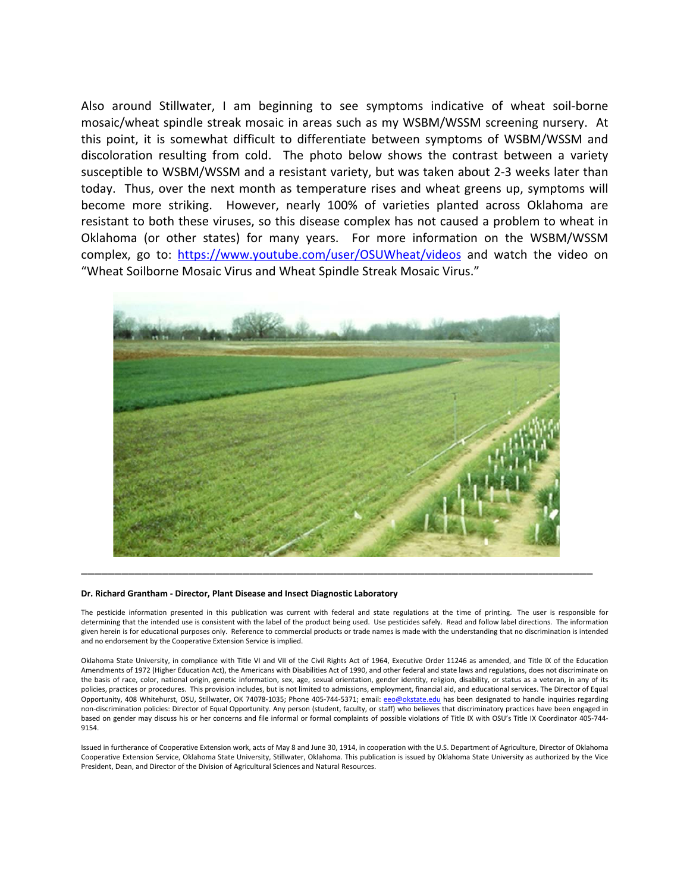Also around Stillwater, I am beginning to see symptoms indicative of wheat soil-borne mosaic/wheat spindle streak mosaic in areas such as my WSBM/WSSM screening nursery. At this point, it is somewhat difficult to differentiate between symptoms of WSBM/WSSM and discoloration resulting from cold. The photo below shows the contrast between a variety susceptible to WSBM/WSSM and a resistant variety, but was taken about 2-3 weeks later than today. Thus, over the next month as temperature rises and wheat greens up, symptoms will become more striking. However, nearly 100% of varieties planted across Oklahoma are resistant to both these viruses, so this disease complex has not caused a problem to wheat in Oklahoma (or other states) for many years. For more information on the WSBM/WSSM complex, go to: https://www.youtube.com/user/OSUWheat/videos and watch the video on "Wheat Soilborne Mosaic Virus and Wheat Spindle Streak Mosaic Virus."

---

**Dr. Richard Grantham - Director, Plant Disease and Insect Diagnostic Laboratory**

The pesticide information presented in this publication was current with federal and state regulations at the time of printing. The user is responsible for determining that the intended use is consistent with the label of the product being used. Use pesticides safely. Read and follow label directions. The information given herein is for educational purposes only. Reference to commercial products or trade names is made with the understanding that no discrimination is intended and no endorsement by the Cooperative Extension Service is implied.

Oklahoma State University, in compliance with Title VI and VII of the Civil Rights Act of 1964, Executive Order 11246 as amended, and Title IX of the Education Amendments of 1972 (Higher Education Act), the Americans with Disabilities Act of 1990, and other federal and state laws and regulations, does not discriminate on the basis of race, color, national origin, genetic information, sex, age, sexual orientation, gender identity, religion, disability, or status as a veteran, in any of its policies, practices or procedures. This provision includes, but is not limited to admissions, employment, financial aid, and educational services. The Director of Equal Opportunity, 408 Whitehurst, OSU, Stillwater, OK 74078-1035; Phone 405-744-5371; email: eeo@okstate.edu has been designated to handle inquiries regarding non-discrimination policies: Director of Equal Opportunity. Any person (student, faculty, or staff) who believes that discriminatory practices have been engaged in based on gender may discuss his or her concerns and file informal or formal complaints of possible violations of Title IX with OSU's Title IX Coordinator 405-744-9154.

Issued in furtherance of Cooperative Extension work, acts of May 8 and June 30, 1914, in cooperation with the U.S. Department of Agriculture, Director of Oklahoma Cooperative Extension Service, Oklahoma State University, Stillwater, Oklahoma. This publication is issued by Oklahoma State University as authorized by the Vice President, Dean, and Director of the Division of Agricultural Sciences and Natural Resources.